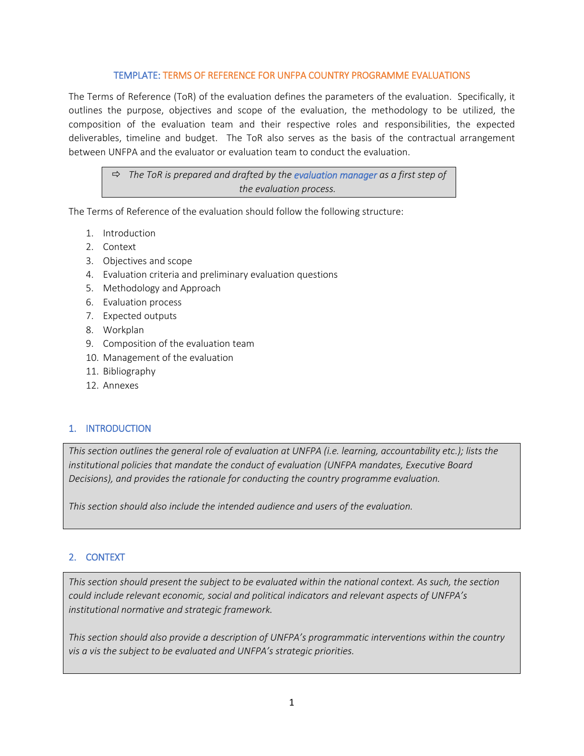# TEMPLATE: TERMS OF REFERENCE FOR UNFPA COUNTRY PROGRAMME EVALUATIONS

The Terms of Reference (ToR) of the evaluation defines the parameters of the evaluation. Specifically, it outlines the purpose, objectives and scope of the evaluation, the methodology to be utilized, the composition of the evaluation team and their respective roles and responsibilities, the expected deliverables, timeline and budget. The ToR also serves as the basis of the contractual arrangement between UNFPA and the evaluator or evaluation team to conduct the evaluation.

> ⇨ *The ToR is prepared and drafted by the evaluation manager as a first step of the evaluation process.*

The Terms of Reference of the evaluation should follow the following structure:

1. Introduction
2. Context
3. Objectives and scope
4. Evaluation criteria and preliminary evaluation questions
5. Methodology and Approach
6. Evaluation process
7. Expected outputs
8. Workplan
9. Composition of the evaluation team
10. Management of the evaluation
11. Bibliography
12. Annexes

## 1. INTRODUCTION

> *This section outlines the general role of evaluation at UNFPA (i.e. learning, accountability etc.); lists the institutional policies that mandate the conduct of evaluation (UNFPA mandates, Executive Board Decisions), and provides the rationale for conducting the country programme evaluation.*
>
> *This section should also include the intended audience and users of the evaluation.*

## 2. CONTEXT

> *This section should present the subject to be evaluated within the national context. As such, the section could include relevant economic, social and political indicators and relevant aspects of UNFPA's institutional normative and strategic framework.*
>
> *This section should also provide a description of UNFPA's programmatic interventions within the country vis a vis the subject to be evaluated and UNFPA's strategic priorities.*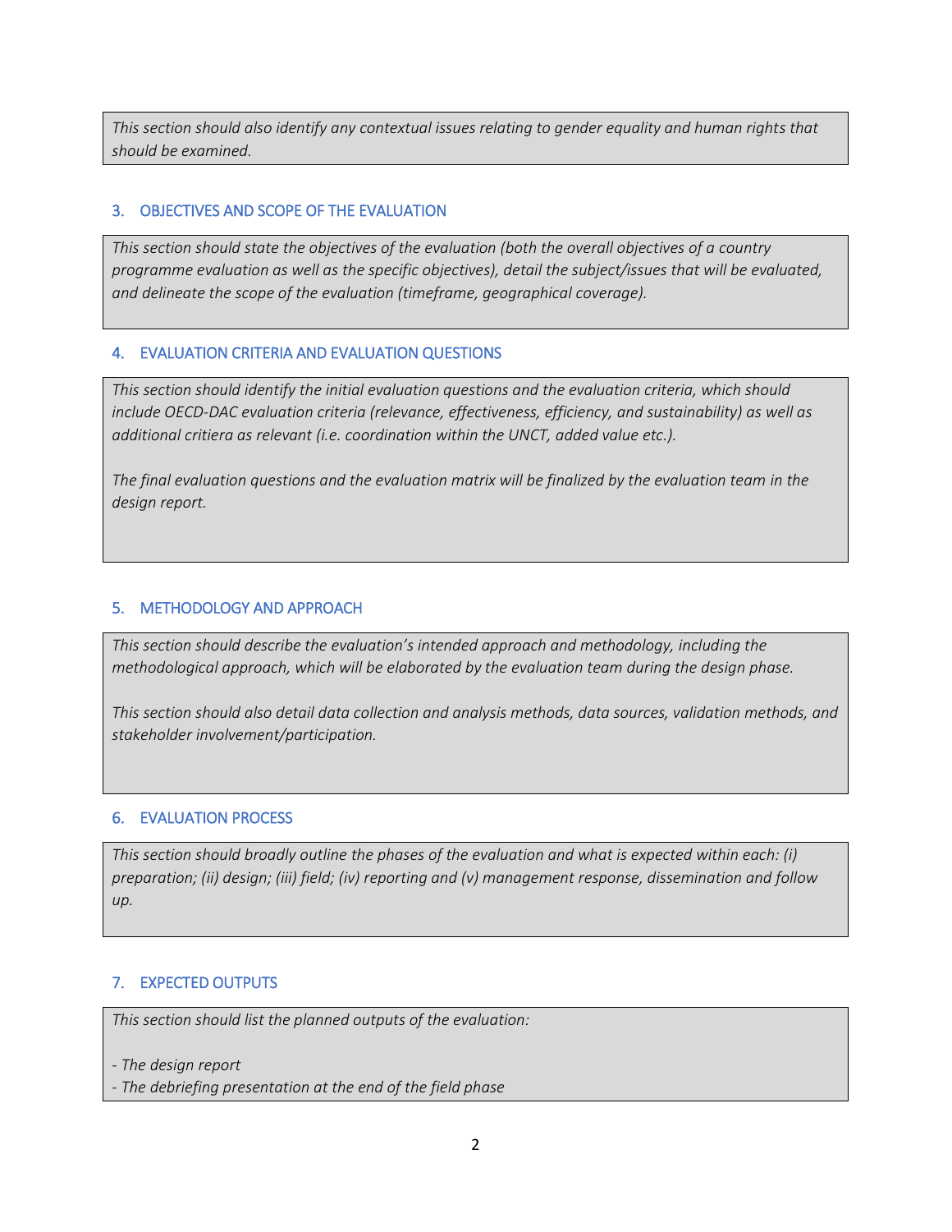*This section should also identify any contextual issues relating to gender equality and human rights that should be examined.*

## 3. OBJECTIVES AND SCOPE OF THE EVALUATION

*This section should state the objectives of the evaluation (both the overall objectives of a country programme evaluation as well as the specific objectives), detail the subject/issues that will be evaluated, and delineate the scope of the evaluation (timeframe, geographical coverage).*

## 4. EVALUATION CRITERIA AND EVALUATION QUESTIONS

*This section should identify the initial evaluation questions and the evaluation criteria, which should include OECD-DAC evaluation criteria (relevance, effectiveness, efficiency, and sustainability) as well as additional critiera as relevant (i.e. coordination within the UNCT, added value etc.).*

*The final evaluation questions and the evaluation matrix will be finalized by the evaluation team in the design report.*

## 5. METHODOLOGY AND APPROACH

*This section should describe the evaluation's intended approach and methodology, including the methodological approach, which will be elaborated by the evaluation team during the design phase.*

*This section should also detail data collection and analysis methods, data sources, validation methods, and stakeholder involvement/participation.*

## 6. EVALUATION PROCESS

*This section should broadly outline the phases of the evaluation and what is expected within each: (i) preparation; (ii) design; (iii) field; (iv) reporting and (v) management response, dissemination and follow up.*

## 7. EXPECTED OUTPUTS

*This section should list the planned outputs of the evaluation:*

*- The design report*
*- The debriefing presentation at the end of the field phase*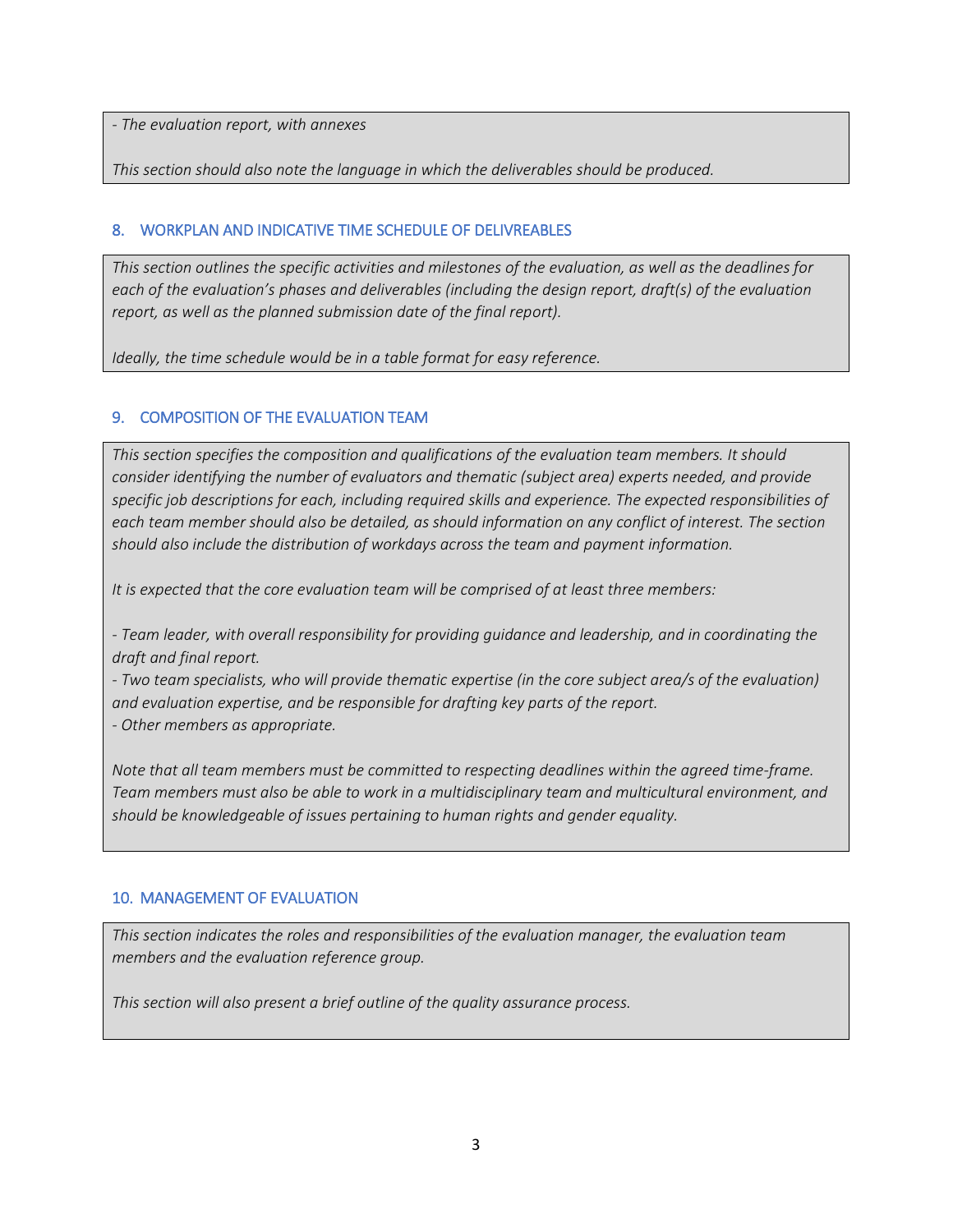*- The evaluation report, with annexes*

*This section should also note the language in which the deliverables should be produced.*

## 8. WORKPLAN AND INDICATIVE TIME SCHEDULE OF DELIVREABLES

*This section outlines the specific activities and milestones of the evaluation, as well as the deadlines for each of the evaluation's phases and deliverables (including the design report, draft(s) of the evaluation report, as well as the planned submission date of the final report).*

*Ideally, the time schedule would be in a table format for easy reference.*

## 9. COMPOSITION OF THE EVALUATION TEAM

*This section specifies the composition and qualifications of the evaluation team members. It should consider identifying the number of evaluators and thematic (subject area) experts needed, and provide specific job descriptions for each, including required skills and experience. The expected responsibilities of each team member should also be detailed, as should information on any conflict of interest. The section should also include the distribution of workdays across the team and payment information.*

*It is expected that the core evaluation team will be comprised of at least three members:*

*- Team leader, with overall responsibility for providing guidance and leadership, and in coordinating the draft and final report.*
*- Two team specialists, who will provide thematic expertise (in the core subject area/s of the evaluation) and evaluation expertise, and be responsible for drafting key parts of the report.*
*- Other members as appropriate.*

*Note that all team members must be committed to respecting deadlines within the agreed time-frame. Team members must also be able to work in a multidisciplinary team and multicultural environment, and should be knowledgeable of issues pertaining to human rights and gender equality.*

## 10. MANAGEMENT OF EVALUATION

*This section indicates the roles and responsibilities of the evaluation manager, the evaluation team members and the evaluation reference group.*

*This section will also present a brief outline of the quality assurance process.*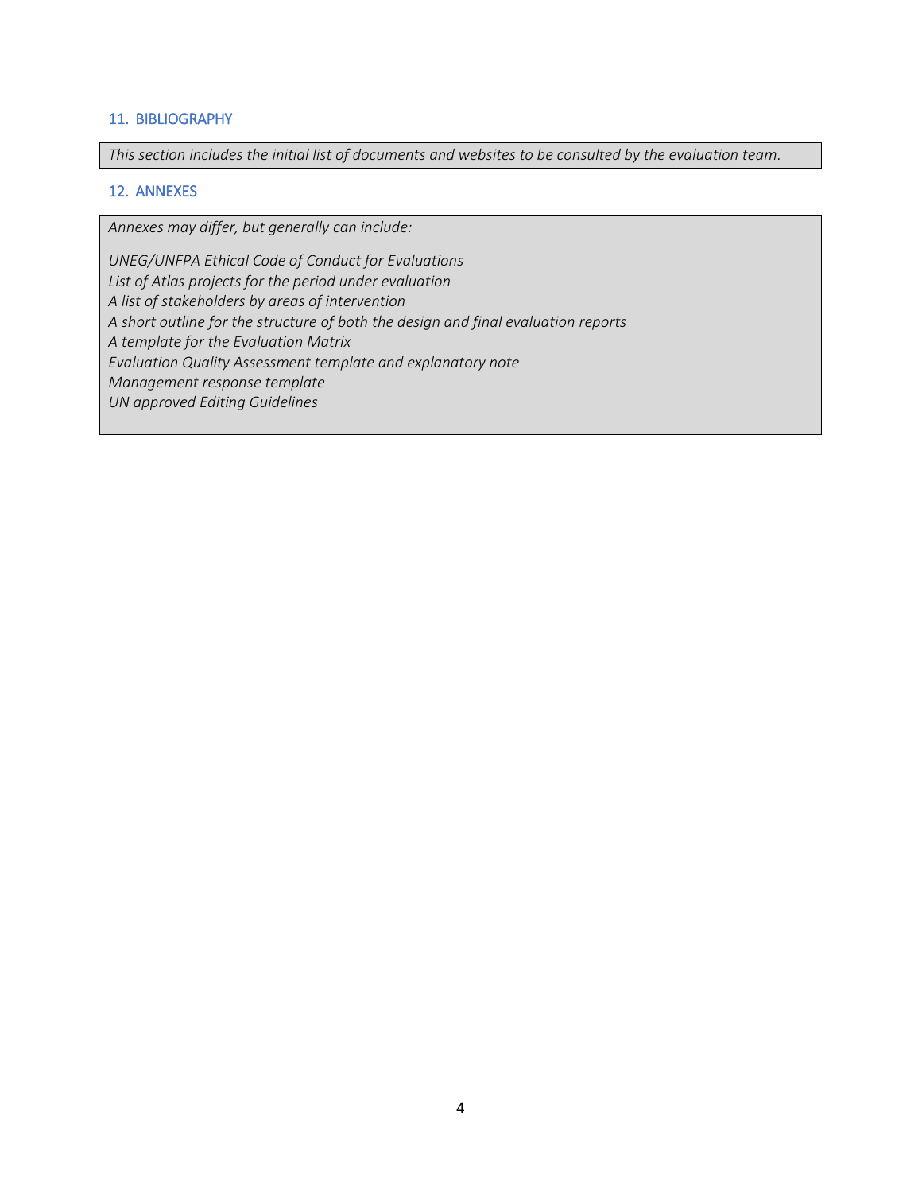## 11. BIBLIOGRAPHY

*This section includes the initial list of documents and websites to be consulted by the evaluation team.*

## 12. ANNEXES

*Annexes may differ, but generally can include:*

*UNEG/UNFPA Ethical Code of Conduct for Evaluations*
*List of Atlas projects for the period under evaluation*
*A list of stakeholders by areas of intervention*
*A short outline for the structure of both the design and final evaluation reports*
*A template for the Evaluation Matrix*
*Evaluation Quality Assessment template and explanatory note*
*Management response template*
*UN approved Editing Guidelines*